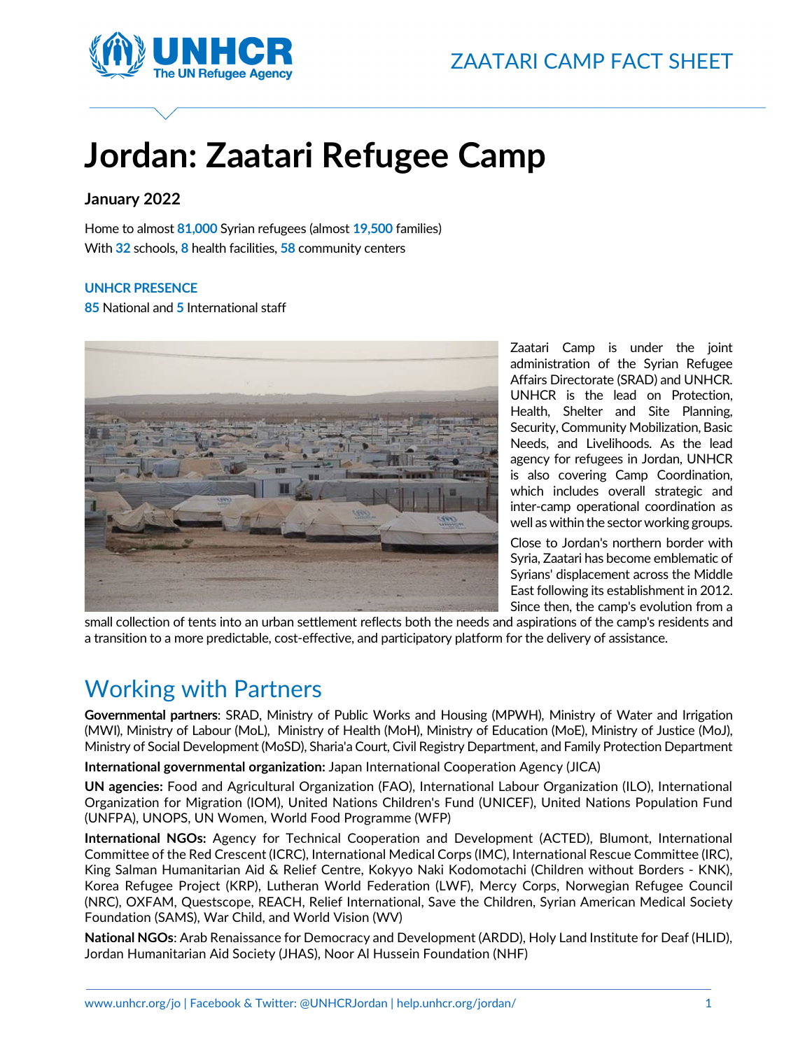ZAATARI CAMP FACT SHEET

# Jordan: Zaatari Refugee Camp

**January 2022**

Home to almost **81,000** Syrian refugees (almost **19,500** families)
With **32** schools, **8** health facilities, **58** community centers

**UNHCR PRESENCE**

**85** National and **5** International staff

Zaatari Camp is under the joint administration of the Syrian Refugee Affairs Directorate (SRAD) and UNHCR. UNHCR is the lead on Protection, Health, Shelter and Site Planning, Security, Community Mobilization, Basic Needs, and Livelihoods. As the lead agency for refugees in Jordan, UNHCR is also covering Camp Coordination, which includes overall strategic and inter-camp operational coordination as well as within the sector working groups.

Close to Jordan's northern border with Syria, Zaatari has become emblematic of Syrians' displacement across the Middle East following its establishment in 2012. Since then, the camp's evolution from a small collection of tents into an urban settlement reflects both the needs and aspirations of the camp's residents and a transition to a more predictable, cost-effective, and participatory platform for the delivery of assistance.

## Working with Partners

**Governmental partners**: SRAD, Ministry of Public Works and Housing (MPWH), Ministry of Water and Irrigation (MWI), Ministry of Labour (MoL), Ministry of Health (MoH), Ministry of Education (MoE), Ministry of Justice (MoJ), Ministry of Social Development (MoSD), Sharia'a Court, Civil Registry Department, and Family Protection Department

**International governmental organization:** Japan International Cooperation Agency (JICA)

**UN agencies:** Food and Agricultural Organization (FAO), International Labour Organization (ILO), International Organization for Migration (IOM), United Nations Children's Fund (UNICEF), United Nations Population Fund (UNFPA), UNOPS, UN Women, World Food Programme (WFP)

**International NGOs:** Agency for Technical Cooperation and Development (ACTED), Blumont, International Committee of the Red Crescent (ICRC), International Medical Corps (IMC), International Rescue Committee (IRC), King Salman Humanitarian Aid & Relief Centre, Kokyyo Naki Kodomotachi (Children without Borders - KNK), Korea Refugee Project (KRP), Lutheran World Federation (LWF), Mercy Corps, Norwegian Refugee Council (NRC), OXFAM, Questscope, REACH, Relief International, Save the Children, Syrian American Medical Society Foundation (SAMS), War Child, and World Vision (WV)

**National NGOs**: Arab Renaissance for Democracy and Development (ARDD), Holy Land Institute for Deaf (HLID), Jordan Humanitarian Aid Society (JHAS), Noor Al Hussein Foundation (NHF)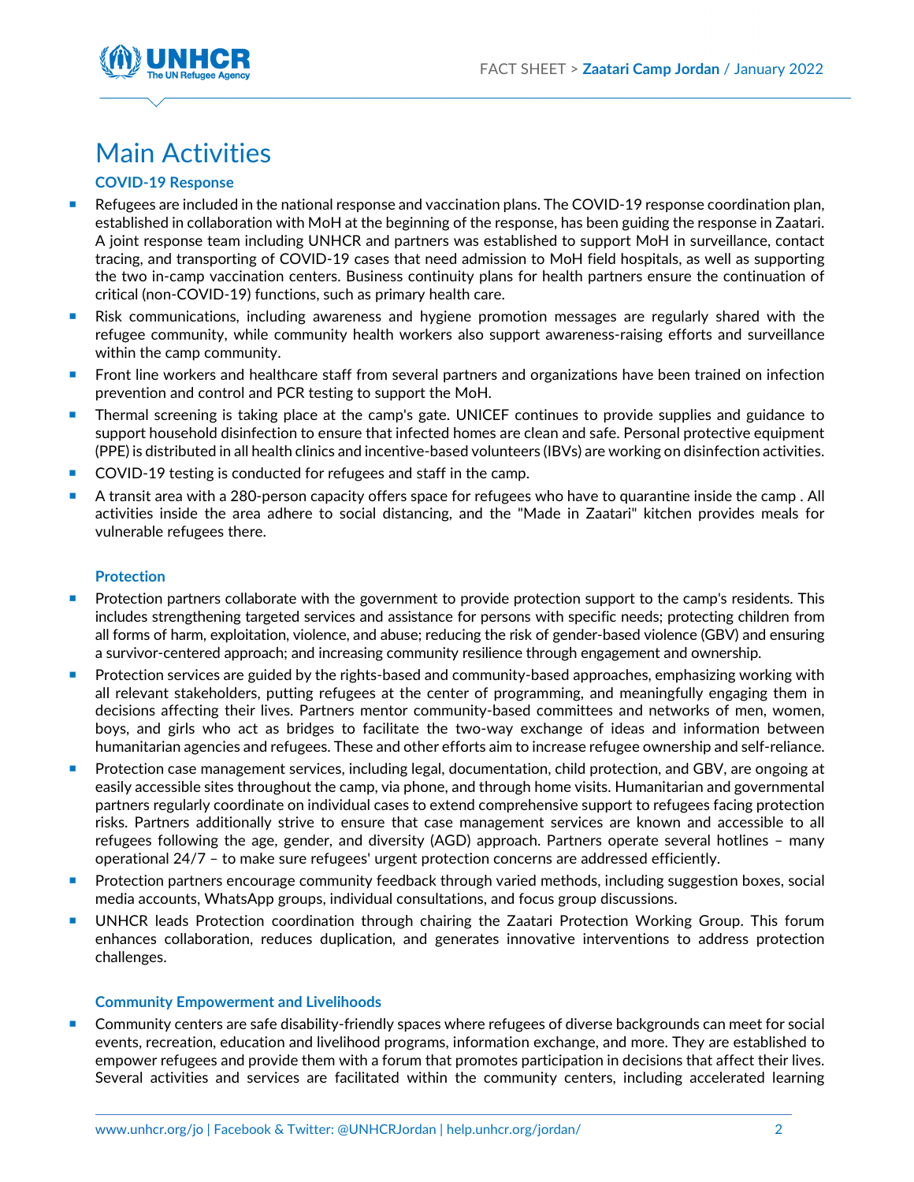# Main Activities

### COVID-19 Response

- Refugees are included in the national response and vaccination plans. The COVID-19 response coordination plan, established in collaboration with MoH at the beginning of the response, has been guiding the response in Zaatari. A joint response team including UNHCR and partners was established to support MoH in surveillance, contact tracing, and transporting of COVID-19 cases that need admission to MoH field hospitals, as well as supporting the two in-camp vaccination centers. Business continuity plans for health partners ensure the continuation of critical (non-COVID-19) functions, such as primary health care.
- Risk communications, including awareness and hygiene promotion messages are regularly shared with the refugee community, while community health workers also support awareness-raising efforts and surveillance within the camp community.
- Front line workers and healthcare staff from several partners and organizations have been trained on infection prevention and control and PCR testing to support the MoH.
- Thermal screening is taking place at the camp's gate. UNICEF continues to provide supplies and guidance to support household disinfection to ensure that infected homes are clean and safe. Personal protective equipment (PPE) is distributed in all health clinics and incentive-based volunteers (IBVs) are working on disinfection activities.
- COVID-19 testing is conducted for refugees and staff in the camp.
- A transit area with a 280-person capacity offers space for refugees who have to quarantine inside the camp . All activities inside the area adhere to social distancing, and the "Made in Zaatari" kitchen provides meals for vulnerable refugees there.

### Protection

- Protection partners collaborate with the government to provide protection support to the camp's residents. This includes strengthening targeted services and assistance for persons with specific needs; protecting children from all forms of harm, exploitation, violence, and abuse; reducing the risk of gender-based violence (GBV) and ensuring a survivor-centered approach; and increasing community resilience through engagement and ownership.
- Protection services are guided by the rights-based and community-based approaches, emphasizing working with all relevant stakeholders, putting refugees at the center of programming, and meaningfully engaging them in decisions affecting their lives. Partners mentor community-based committees and networks of men, women, boys, and girls who act as bridges to facilitate the two-way exchange of ideas and information between humanitarian agencies and refugees. These and other efforts aim to increase refugee ownership and self-reliance.
- Protection case management services, including legal, documentation, child protection, and GBV, are ongoing at easily accessible sites throughout the camp, via phone, and through home visits. Humanitarian and governmental partners regularly coordinate on individual cases to extend comprehensive support to refugees facing protection risks. Partners additionally strive to ensure that case management services are known and accessible to all refugees following the age, gender, and diversity (AGD) approach. Partners operate several hotlines – many operational 24/7 – to make sure refugees' urgent protection concerns are addressed efficiently.
- Protection partners encourage community feedback through varied methods, including suggestion boxes, social media accounts, WhatsApp groups, individual consultations, and focus group discussions.
- UNHCR leads Protection coordination through chairing the Zaatari Protection Working Group. This forum enhances collaboration, reduces duplication, and generates innovative interventions to address protection challenges.

### Community Empowerment and Livelihoods

- Community centers are safe disability-friendly spaces where refugees of diverse backgrounds can meet for social events, recreation, education and livelihood programs, information exchange, and more. They are established to empower refugees and provide them with a forum that promotes participation in decisions that affect their lives. Several activities and services are facilitated within the community centers, including accelerated learning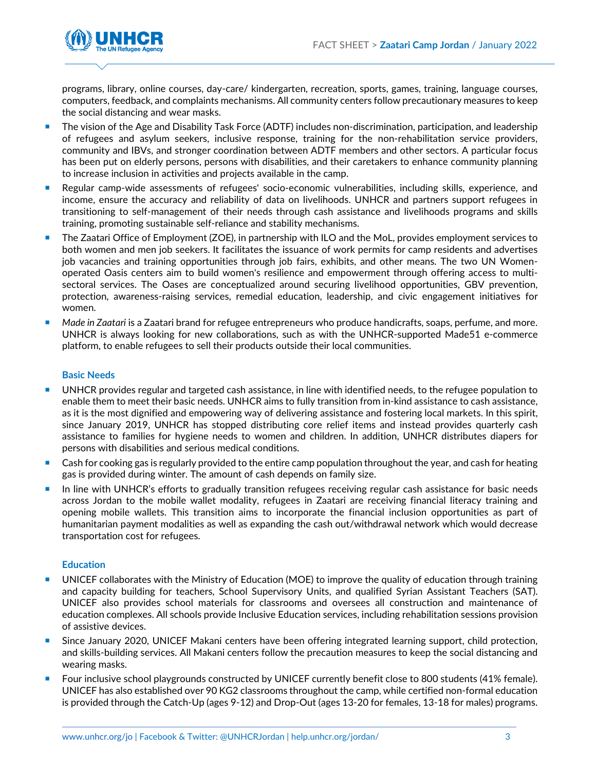programs, library, online courses, day-care/ kindergarten, recreation, sports, games, training, language courses, computers, feedback, and complaints mechanisms. All community centers follow precautionary measures to keep the social distancing and wear masks.

- The vision of the Age and Disability Task Force (ADTF) includes non-discrimination, participation, and leadership of refugees and asylum seekers, inclusive response, training for the non-rehabilitation service providers, community and IBVs, and stronger coordination between ADTF members and other sectors. A particular focus has been put on elderly persons, persons with disabilities, and their caretakers to enhance community planning to increase inclusion in activities and projects available in the camp.
- Regular camp-wide assessments of refugees' socio-economic vulnerabilities, including skills, experience, and income, ensure the accuracy and reliability of data on livelihoods. UNHCR and partners support refugees in transitioning to self-management of their needs through cash assistance and livelihoods programs and skills training, promoting sustainable self-reliance and stability mechanisms.
- The Zaatari Office of Employment (ZOE), in partnership with ILO and the MoL, provides employment services to both women and men job seekers. It facilitates the issuance of work permits for camp residents and advertises job vacancies and training opportunities through job fairs, exhibits, and other means. The two UN Women-operated Oasis centers aim to build women's resilience and empowerment through offering access to multi-sectoral services. The Oases are conceptualized around securing livelihood opportunities, GBV prevention, protection, awareness-raising services, remedial education, leadership, and civic engagement initiatives for women.
- *Made in Zaatari* is a Zaatari brand for refugee entrepreneurs who produce handicrafts, soaps, perfume, and more. UNHCR is always looking for new collaborations, such as with the UNHCR-supported Made51 e-commerce platform, to enable refugees to sell their products outside their local communities.

### Basic Needs

- UNHCR provides regular and targeted cash assistance, in line with identified needs, to the refugee population to enable them to meet their basic needs. UNHCR aims to fully transition from in-kind assistance to cash assistance, as it is the most dignified and empowering way of delivering assistance and fostering local markets. In this spirit, since January 2019, UNHCR has stopped distributing core relief items and instead provides quarterly cash assistance to families for hygiene needs to women and children. In addition, UNHCR distributes diapers for persons with disabilities and serious medical conditions.
- Cash for cooking gas is regularly provided to the entire camp population throughout the year, and cash for heating gas is provided during winter. The amount of cash depends on family size.
- In line with UNHCR's efforts to gradually transition refugees receiving regular cash assistance for basic needs across Jordan to the mobile wallet modality, refugees in Zaatari are receiving financial literacy training and opening mobile wallets. This transition aims to incorporate the financial inclusion opportunities as part of humanitarian payment modalities as well as expanding the cash out/withdrawal network which would decrease transportation cost for refugees.

### Education

- UNICEF collaborates with the Ministry of Education (MOE) to improve the quality of education through training and capacity building for teachers, School Supervisory Units, and qualified Syrian Assistant Teachers (SAT). UNICEF also provides school materials for classrooms and oversees all construction and maintenance of education complexes. All schools provide Inclusive Education services, including rehabilitation sessions provision of assistive devices.
- Since January 2020, UNICEF Makani centers have been offering integrated learning support, child protection, and skills-building services. All Makani centers follow the precaution measures to keep the social distancing and wearing masks.
- Four inclusive school playgrounds constructed by UNICEF currently benefit close to 800 students (41% female). UNICEF has also established over 90 KG2 classrooms throughout the camp, while certified non-formal education is provided through the Catch-Up (ages 9-12) and Drop-Out (ages 13-20 for females, 13-18 for males) programs.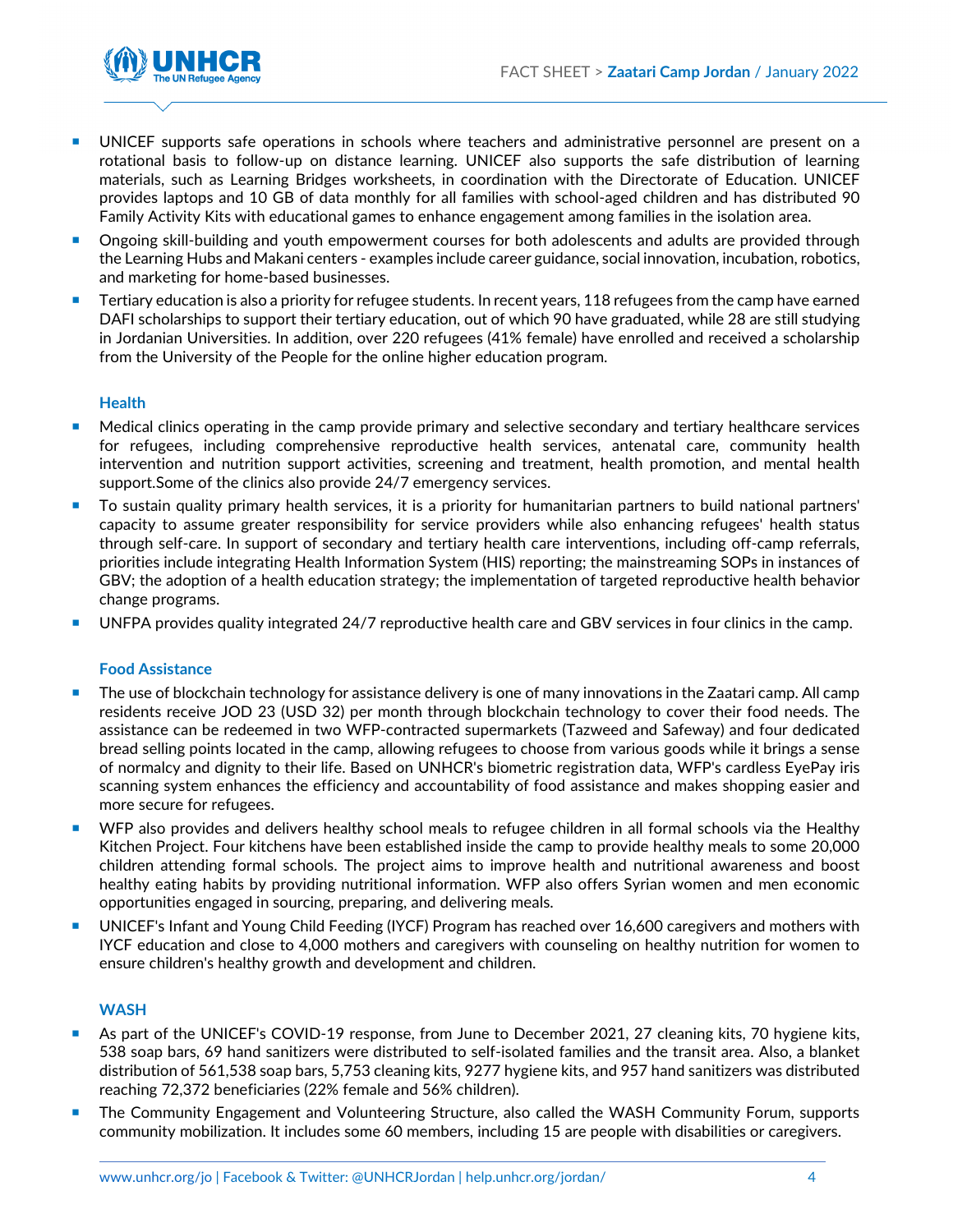- UNICEF supports safe operations in schools where teachers and administrative personnel are present on a rotational basis to follow-up on distance learning. UNICEF also supports the safe distribution of learning materials, such as Learning Bridges worksheets, in coordination with the Directorate of Education. UNICEF provides laptops and 10 GB of data monthly for all families with school-aged children and has distributed 90 Family Activity Kits with educational games to enhance engagement among families in the isolation area.
- Ongoing skill-building and youth empowerment courses for both adolescents and adults are provided through the Learning Hubs and Makani centers - examples include career guidance, social innovation, incubation, robotics, and marketing for home-based businesses.
- Tertiary education is also a priority for refugee students. In recent years, 118 refugees from the camp have earned DAFI scholarships to support their tertiary education, out of which 90 have graduated, while 28 are still studying in Jordanian Universities. In addition, over 220 refugees (41% female) have enrolled and received a scholarship from the University of the People for the online higher education program.

### Health

- Medical clinics operating in the camp provide primary and selective secondary and tertiary healthcare services for refugees, including comprehensive reproductive health services, antenatal care, community health intervention and nutrition support activities, screening and treatment, health promotion, and mental health support.Some of the clinics also provide 24/7 emergency services.
- To sustain quality primary health services, it is a priority for humanitarian partners to build national partners' capacity to assume greater responsibility for service providers while also enhancing refugees' health status through self-care. In support of secondary and tertiary health care interventions, including off-camp referrals, priorities include integrating Health Information System (HIS) reporting; the mainstreaming SOPs in instances of GBV; the adoption of a health education strategy; the implementation of targeted reproductive health behavior change programs.
- UNFPA provides quality integrated 24/7 reproductive health care and GBV services in four clinics in the camp.

### Food Assistance

- The use of blockchain technology for assistance delivery is one of many innovations in the Zaatari camp. All camp residents receive JOD 23 (USD 32) per month through blockchain technology to cover their food needs. The assistance can be redeemed in two WFP-contracted supermarkets (Tazweed and Safeway) and four dedicated bread selling points located in the camp, allowing refugees to choose from various goods while it brings a sense of normalcy and dignity to their life. Based on UNHCR's biometric registration data, WFP's cardless EyePay iris scanning system enhances the efficiency and accountability of food assistance and makes shopping easier and more secure for refugees.
- WFP also provides and delivers healthy school meals to refugee children in all formal schools via the Healthy Kitchen Project. Four kitchens have been established inside the camp to provide healthy meals to some 20,000 children attending formal schools. The project aims to improve health and nutritional awareness and boost healthy eating habits by providing nutritional information. WFP also offers Syrian women and men economic opportunities engaged in sourcing, preparing, and delivering meals.
- UNICEF's Infant and Young Child Feeding (IYCF) Program has reached over 16,600 caregivers and mothers with IYCF education and close to 4,000 mothers and caregivers with counseling on healthy nutrition for women to ensure children's healthy growth and development and children.

### WASH

- As part of the UNICEF's COVID-19 response, from June to December 2021, 27 cleaning kits, 70 hygiene kits, 538 soap bars, 69 hand sanitizers were distributed to self-isolated families and the transit area. Also, a blanket distribution of 561,538 soap bars, 5,753 cleaning kits, 9277 hygiene kits, and 957 hand sanitizers was distributed reaching 72,372 beneficiaries (22% female and 56% children).
- The Community Engagement and Volunteering Structure, also called the WASH Community Forum, supports community mobilization. It includes some 60 members, including 15 are people with disabilities or caregivers.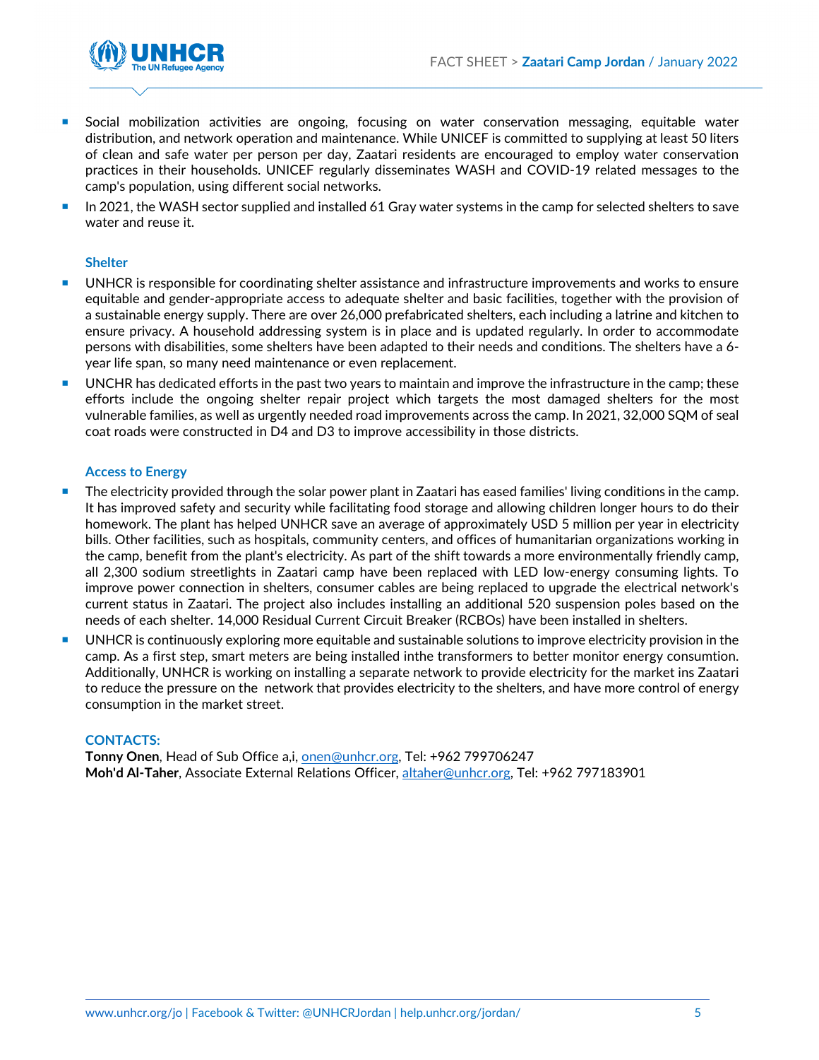- Social mobilization activities are ongoing, focusing on water conservation messaging, equitable water distribution, and network operation and maintenance. While UNICEF is committed to supplying at least 50 liters of clean and safe water per person per day, Zaatari residents are encouraged to employ water conservation practices in their households. UNICEF regularly disseminates WASH and COVID-19 related messages to the camp's population, using different social networks.
- In 2021, the WASH sector supplied and installed 61 Gray water systems in the camp for selected shelters to save water and reuse it.

### Shelter

- UNHCR is responsible for coordinating shelter assistance and infrastructure improvements and works to ensure equitable and gender-appropriate access to adequate shelter and basic facilities, together with the provision of a sustainable energy supply. There are over 26,000 prefabricated shelters, each including a latrine and kitchen to ensure privacy. A household addressing system is in place and is updated regularly. In order to accommodate persons with disabilities, some shelters have been adapted to their needs and conditions. The shelters have a 6-year life span, so many need maintenance or even replacement.
- UNCHR has dedicated efforts in the past two years to maintain and improve the infrastructure in the camp; these efforts include the ongoing shelter repair project which targets the most damaged shelters for the most vulnerable families, as well as urgently needed road improvements across the camp. In 2021, 32,000 SQM of seal coat roads were constructed in D4 and D3 to improve accessibility in those districts.

### Access to Energy

- The electricity provided through the solar power plant in Zaatari has eased families' living conditions in the camp. It has improved safety and security while facilitating food storage and allowing children longer hours to do their homework. The plant has helped UNHCR save an average of approximately USD 5 million per year in electricity bills. Other facilities, such as hospitals, community centers, and offices of humanitarian organizations working in the camp, benefit from the plant's electricity. As part of the shift towards a more environmentally friendly camp, all 2,300 sodium streetlights in Zaatari camp have been replaced with LED low-energy consuming lights. To improve power connection in shelters, consumer cables are being replaced to upgrade the electrical network's current status in Zaatari. The project also includes installing an additional 520 suspension poles based on the needs of each shelter. 14,000 Residual Current Circuit Breaker (RCBOs) have been installed in shelters.
- UNHCR is continuously exploring more equitable and sustainable solutions to improve electricity provision in the camp. As a first step, smart meters are being installed inthe transformers to better monitor energy consumtion. Additionally, UNHCR is working on installing a separate network to provide electricity for the market ins Zaatari to reduce the pressure on the network that provides electricity to the shelters, and have more control of energy consumption in the market street.

### CONTACTS:

**Tonny Onen**, Head of Sub Office a,i, onen@unhcr.org, Tel: +962 799706247
**Moh'd Al-Taher**, Associate External Relations Officer, altaher@unhcr.org, Tel: +962 797183901